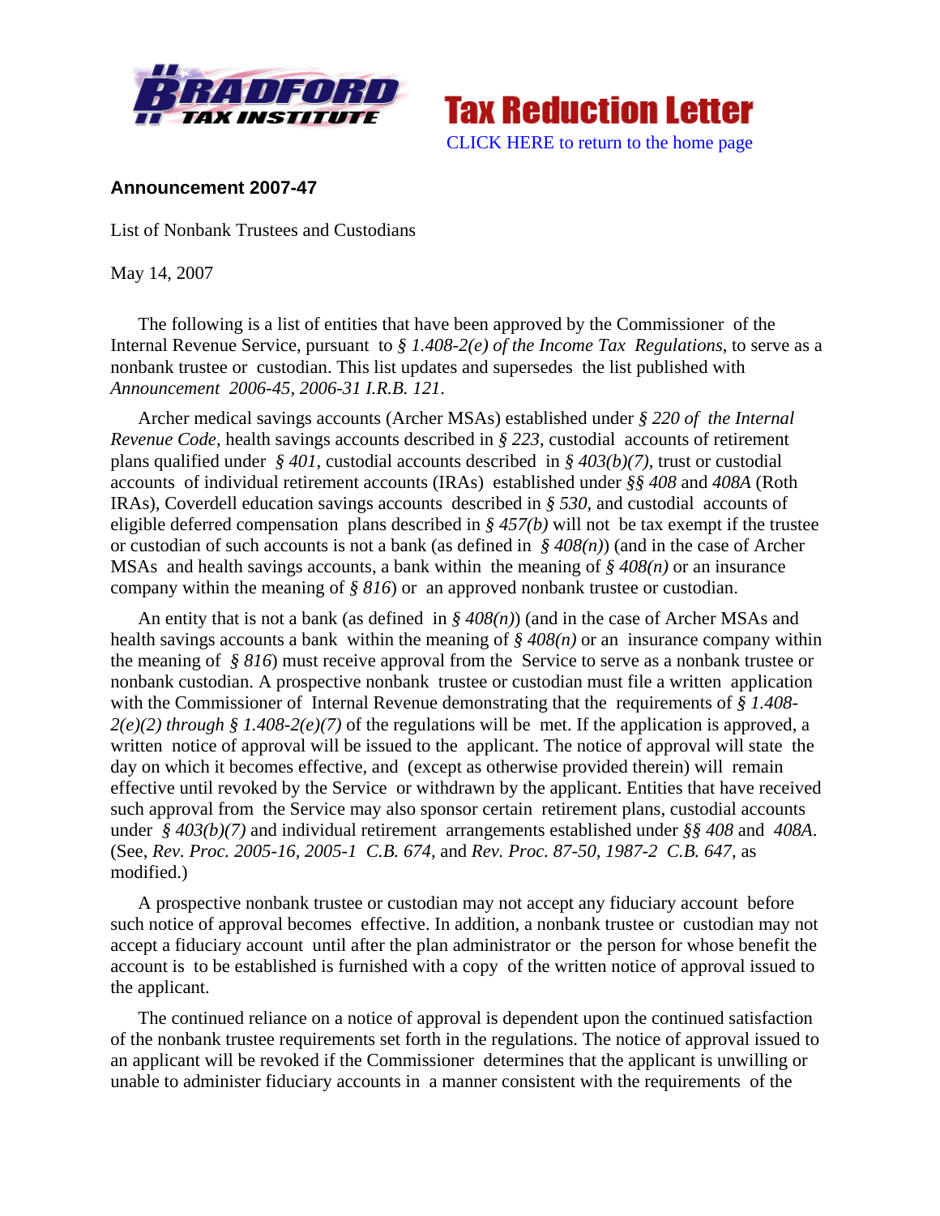**Tax Reduction Letter**

CLICK HERE to return to the home page

## Announcement 2007-47

List of Nonbank Trustees and Custodians

May 14, 2007

The following is a list of entities that have been approved by the Commissioner of the Internal Revenue Service, pursuant to *§ 1.408-2(e) of the Income Tax Regulations*, to serve as a nonbank trustee or custodian. This list updates and supersedes the list published with *Announcement 2006-45, 2006-31 I.R.B. 121*.

Archer medical savings accounts (Archer MSAs) established under *§ 220 of the Internal Revenue Code*, health savings accounts described in *§ 223*, custodial accounts of retirement plans qualified under *§ 401*, custodial accounts described in *§ 403(b)(7)*, trust or custodial accounts of individual retirement accounts (IRAs) established under *§§ 408* and *408A* (Roth IRAs), Coverdell education savings accounts described in *§ 530*, and custodial accounts of eligible deferred compensation plans described in *§ 457(b)* will not be tax exempt if the trustee or custodian of such accounts is not a bank (as defined in *§ 408(n)*) (and in the case of Archer MSAs and health savings accounts, a bank within the meaning of *§ 408(n)* or an insurance company within the meaning of *§ 816*) or an approved nonbank trustee or custodian.

An entity that is not a bank (as defined in *§ 408(n)*) (and in the case of Archer MSAs and health savings accounts a bank within the meaning of *§ 408(n)* or an insurance company within the meaning of *§ 816*) must receive approval from the Service to serve as a nonbank trustee or nonbank custodian. A prospective nonbank trustee or custodian must file a written application with the Commissioner of Internal Revenue demonstrating that the requirements of *§ 1.408-2(e)(2) through § 1.408-2(e)(7)* of the regulations will be met. If the application is approved, a written notice of approval will be issued to the applicant. The notice of approval will state the day on which it becomes effective, and (except as otherwise provided therein) will remain effective until revoked by the Service or withdrawn by the applicant. Entities that have received such approval from the Service may also sponsor certain retirement plans, custodial accounts under *§ 403(b)(7)* and individual retirement arrangements established under *§§ 408* and *408A*. (See, *Rev. Proc. 2005-16, 2005-1 C.B. 674*, and *Rev. Proc. 87-50, 1987-2 C.B. 647*, as modified.)

A prospective nonbank trustee or custodian may not accept any fiduciary account before such notice of approval becomes effective. In addition, a nonbank trustee or custodian may not accept a fiduciary account until after the plan administrator or the person for whose benefit the account is to be established is furnished with a copy of the written notice of approval issued to the applicant.

The continued reliance on a notice of approval is dependent upon the continued satisfaction of the nonbank trustee requirements set forth in the regulations. The notice of approval issued to an applicant will be revoked if the Commissioner determines that the applicant is unwilling or unable to administer fiduciary accounts in a manner consistent with the requirements of the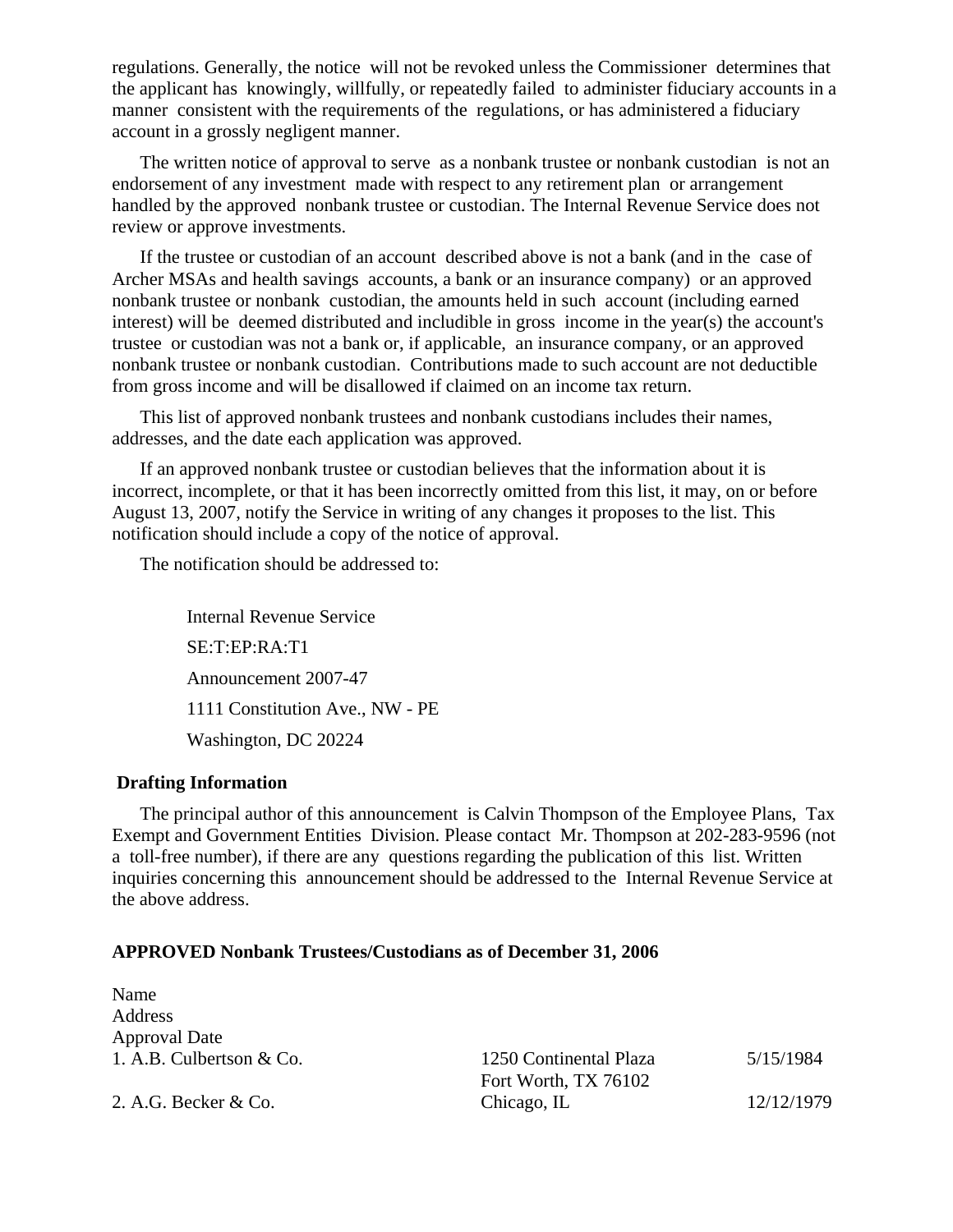regulations. Generally, the notice will not be revoked unless the Commissioner determines that the applicant has knowingly, willfully, or repeatedly failed to administer fiduciary accounts in a manner consistent with the requirements of the regulations, or has administered a fiduciary account in a grossly negligent manner.

The written notice of approval to serve as a nonbank trustee or nonbank custodian is not an endorsement of any investment made with respect to any retirement plan or arrangement handled by the approved nonbank trustee or custodian. The Internal Revenue Service does not review or approve investments.

If the trustee or custodian of an account described above is not a bank (and in the case of Archer MSAs and health savings accounts, a bank or an insurance company) or an approved nonbank trustee or nonbank custodian, the amounts held in such account (including earned interest) will be deemed distributed and includible in gross income in the year(s) the account's trustee or custodian was not a bank or, if applicable, an insurance company, or an approved nonbank trustee or nonbank custodian. Contributions made to such account are not deductible from gross income and will be disallowed if claimed on an income tax return.

This list of approved nonbank trustees and nonbank custodians includes their names, addresses, and the date each application was approved.

If an approved nonbank trustee or custodian believes that the information about it is incorrect, incomplete, or that it has been incorrectly omitted from this list, it may, on or before August 13, 2007, notify the Service in writing of any changes it proposes to the list. This notification should include a copy of the notice of approval.

The notification should be addressed to:

Internal Revenue Service
SE:T:EP:RA:T1
Announcement 2007-47
1111 Constitution Ave., NW - PE
Washington, DC 20224

**Drafting Information**

The principal author of this announcement is Calvin Thompson of the Employee Plans, Tax Exempt and Government Entities Division. Please contact Mr. Thompson at 202-283-9596 (not a toll-free number), if there are any questions regarding the publication of this list. Written inquiries concerning this announcement should be addressed to the Internal Revenue Service at the above address.

**APPROVED Nonbank Trustees/Custodians as of December 31, 2006**

| Name | Address | Approval Date |
|---|---|---|
| 1. A.B. Culbertson & Co. | 1250 Continental Plaza Fort Worth, TX 76102 | 5/15/1984 |
| 2. A.G. Becker & Co. | Chicago, IL | 12/12/1979 |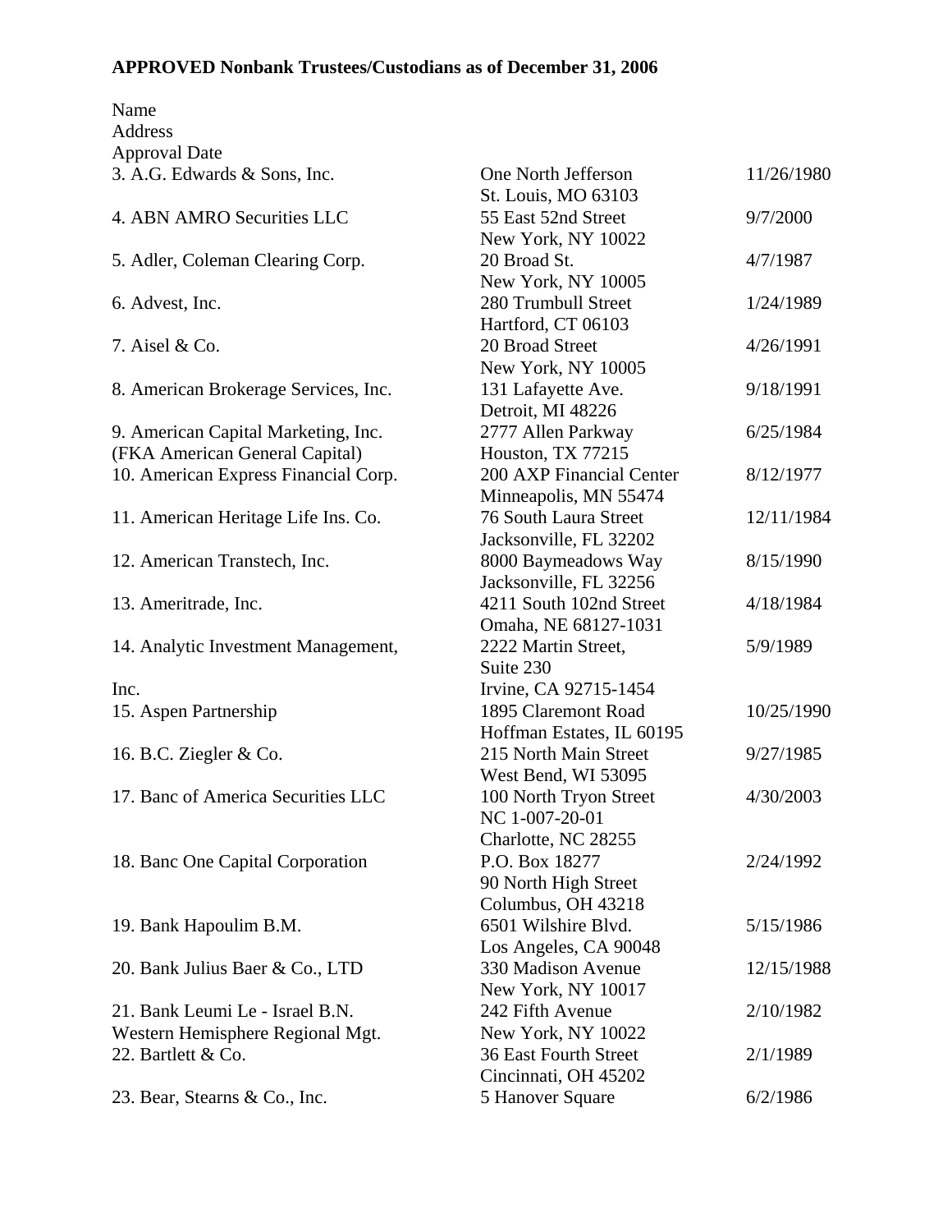**APPROVED Nonbank Trustees/Custodians as of December 31, 2006**

| Name | Address | Approval Date |
|---|---|---|
| 3. A.G. Edwards & Sons, Inc. | One North Jefferson<br>St. Louis, MO 63103 | 11/26/1980 |
| 4. ABN AMRO Securities LLC | 55 East 52nd Street<br>New York, NY 10022 | 9/7/2000 |
| 5. Adler, Coleman Clearing Corp. | 20 Broad St.<br>New York, NY 10005 | 4/7/1987 |
| 6. Advest, Inc. | 280 Trumbull Street<br>Hartford, CT 06103 | 1/24/1989 |
| 7. Aisel & Co. | 20 Broad Street<br>New York, NY 10005 | 4/26/1991 |
| 8. American Brokerage Services, Inc. | 131 Lafayette Ave.<br>Detroit, MI 48226 | 9/18/1991 |
| 9. American Capital Marketing, Inc.<br>(FKA American General Capital) | 2777 Allen Parkway<br>Houston, TX 77215 | 6/25/1984 |
| 10. American Express Financial Corp. | 200 AXP Financial Center<br>Minneapolis, MN 55474 | 8/12/1977 |
| 11. American Heritage Life Ins. Co. | 76 South Laura Street<br>Jacksonville, FL 32202 | 12/11/1984 |
| 12. American Transtech, Inc. | 8000 Baymeadows Way<br>Jacksonville, FL 32256 | 8/15/1990 |
| 13. Ameritrade, Inc. | 4211 South 102nd Street<br>Omaha, NE 68127-1031 | 4/18/1984 |
| 14. Analytic Investment Management,<br>Inc. | 2222 Martin Street,<br>Suite 230<br>Irvine, CA 92715-1454 | 5/9/1989 |
| 15. Aspen Partnership | 1895 Claremont Road<br>Hoffman Estates, IL 60195 | 10/25/1990 |
| 16. B.C. Ziegler & Co. | 215 North Main Street<br>West Bend, WI 53095 | 9/27/1985 |
| 17. Banc of America Securities LLC | 100 North Tryon Street<br>NC 1-007-20-01<br>Charlotte, NC 28255 | 4/30/2003 |
| 18. Banc One Capital Corporation | P.O. Box 18277<br>90 North High Street<br>Columbus, OH 43218 | 2/24/1992 |
| 19. Bank Hapoulim B.M. | 6501 Wilshire Blvd.<br>Los Angeles, CA 90048 | 5/15/1986 |
| 20. Bank Julius Baer & Co., LTD | 330 Madison Avenue<br>New York, NY 10017 | 12/15/1988 |
| 21. Bank Leumi Le - Israel B.N.<br>Western Hemisphere Regional Mgt. | 242 Fifth Avenue<br>New York, NY 10022 | 2/10/1982 |
| 22. Bartlett & Co. | 36 East Fourth Street<br>Cincinnati, OH 45202 | 2/1/1989 |
| 23. Bear, Stearns & Co., Inc. | 5 Hanover Square | 6/2/1986 |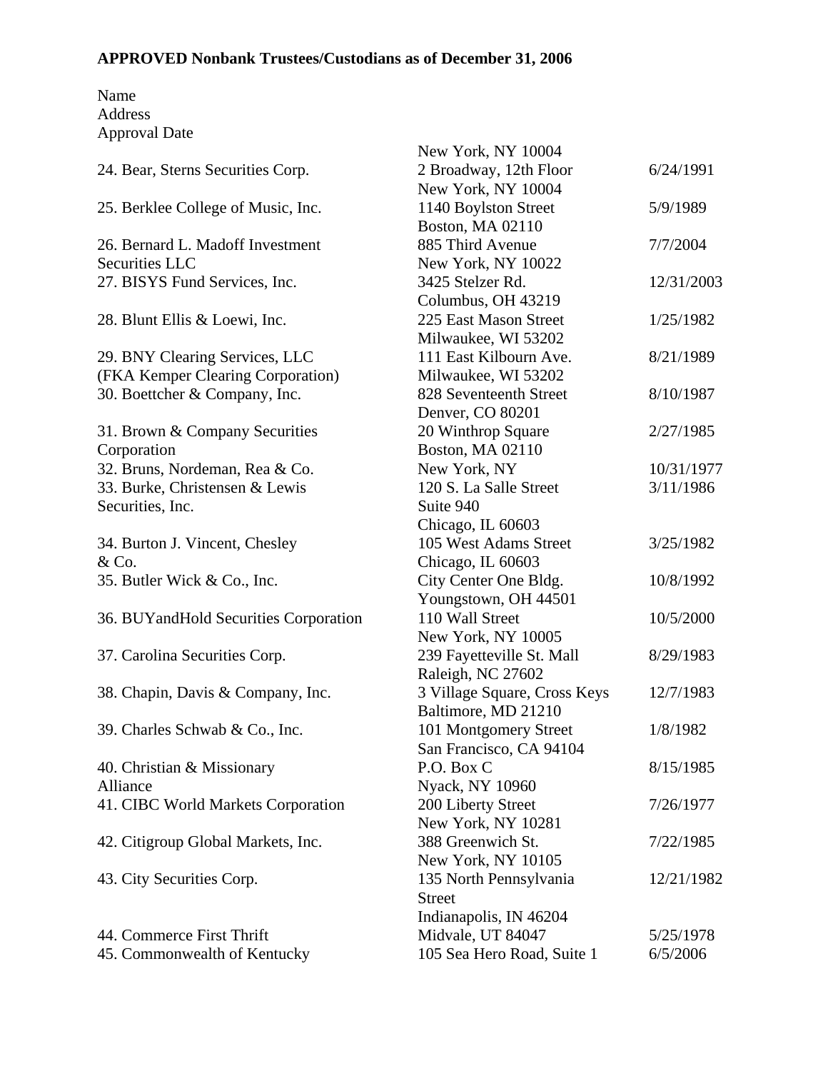**APPROVED Nonbank Trustees/Custodians as of December 31, 2006**

| Name | Address | Approval Date |
|---|---|---|
| | New York, NY 10004 | |
| 24. Bear, Sterns Securities Corp. | 2 Broadway, 12th Floor New York, NY 10004 | 6/24/1991 |
| 25. Berklee College of Music, Inc. | 1140 Boylston Street Boston, MA 02110 | 5/9/1989 |
| 26. Bernard L. Madoff Investment Securities LLC | 885 Third Avenue New York, NY 10022 | 7/7/2004 |
| 27. BISYS Fund Services, Inc. | 3425 Stelzer Rd. Columbus, OH 43219 | 12/31/2003 |
| 28. Blunt Ellis & Loewi, Inc. | 225 East Mason Street Milwaukee, WI 53202 | 1/25/1982 |
| 29. BNY Clearing Services, LLC (FKA Kemper Clearing Corporation) | 111 East Kilbourn Ave. Milwaukee, WI 53202 | 8/21/1989 |
| 30. Boettcher & Company, Inc. | 828 Seventeenth Street Denver, CO 80201 | 8/10/1987 |
| 31. Brown & Company Securities Corporation | 20 Winthrop Square Boston, MA 02110 | 2/27/1985 |
| 32. Bruns, Nordeman, Rea & Co. | New York, NY | 10/31/1977 |
| 33. Burke, Christensen & Lewis Securities, Inc. | 120 S. La Salle Street Suite 940 Chicago, IL 60603 | 3/11/1986 |
| 34. Burton J. Vincent, Chesley & Co. | 105 West Adams Street Chicago, IL 60603 | 3/25/1982 |
| 35. Butler Wick & Co., Inc. | City Center One Bldg. Youngstown, OH 44501 | 10/8/1992 |
| 36. BUYandHold Securities Corporation | 110 Wall Street New York, NY 10005 | 10/5/2000 |
| 37. Carolina Securities Corp. | 239 Fayetteville St. Mall Raleigh, NC 27602 | 8/29/1983 |
| 38. Chapin, Davis & Company, Inc. | 3 Village Square, Cross Keys Baltimore, MD 21210 | 12/7/1983 |
| 39. Charles Schwab & Co., Inc. | 101 Montgomery Street San Francisco, CA 94104 | 1/8/1982 |
| 40. Christian & Missionary Alliance | P.O. Box C Nyack, NY 10960 | 8/15/1985 |
| 41. CIBC World Markets Corporation | 200 Liberty Street New York, NY 10281 | 7/26/1977 |
| 42. Citigroup Global Markets, Inc. | 388 Greenwich St. New York, NY 10105 | 7/22/1985 |
| 43. City Securities Corp. | 135 North Pennsylvania Street Indianapolis, IN 46204 | 12/21/1982 |
| 44. Commerce First Thrift | Midvale, UT 84047 | 5/25/1978 |
| 45. Commonwealth of Kentucky | 105 Sea Hero Road, Suite 1 | 6/5/2006 |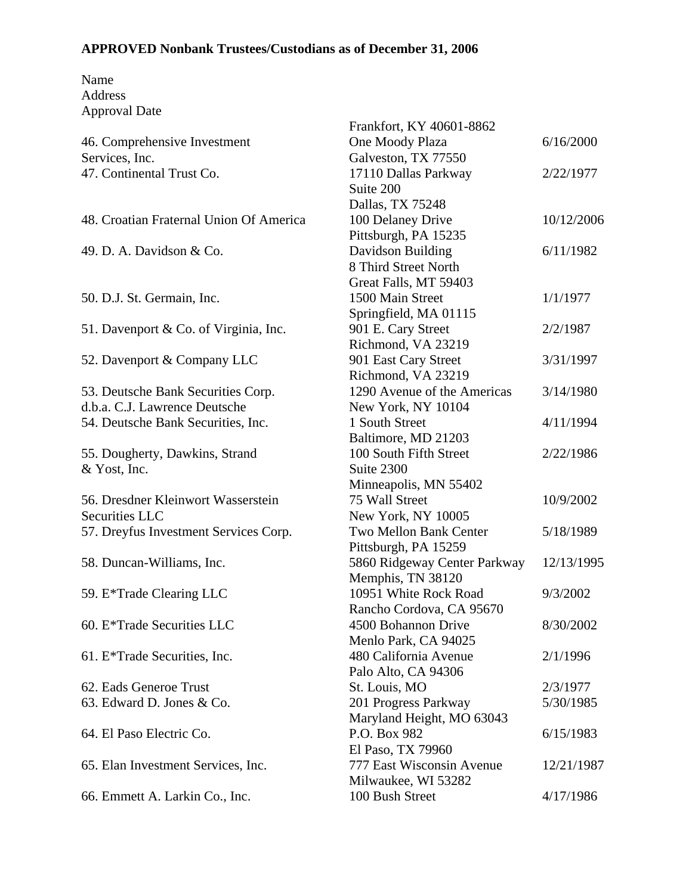**APPROVED Nonbank Trustees/Custodians as of December 31, 2006**

| Name | Address | Approval Date |
|---|---|---|
| | Frankfort, KY 40601-8862 | |
| 46. Comprehensive Investment Services, Inc. | One Moody Plaza<br>Galveston, TX 77550 | 6/16/2000 |
| 47. Continental Trust Co. | 17110 Dallas Parkway<br>Suite 200<br>Dallas, TX 75248 | 2/22/1977 |
| 48. Croatian Fraternal Union Of America | 100 Delaney Drive<br>Pittsburgh, PA 15235 | 10/12/2006 |
| 49. D. A. Davidson & Co. | Davidson Building<br>8 Third Street North<br>Great Falls, MT 59403 | 6/11/1982 |
| 50. D.J. St. Germain, Inc. | 1500 Main Street<br>Springfield, MA 01115 | 1/1/1977 |
| 51. Davenport & Co. of Virginia, Inc. | 901 E. Cary Street<br>Richmond, VA 23219 | 2/2/1987 |
| 52. Davenport & Company LLC | 901 East Cary Street<br>Richmond, VA 23219 | 3/31/1997 |
| 53. Deutsche Bank Securities Corp. d.b.a. C.J. Lawrence Deutsche | 1290 Avenue of the Americas<br>New York, NY 10104 | 3/14/1980 |
| 54. Deutsche Bank Securities, Inc. | 1 South Street<br>Baltimore, MD 21203 | 4/11/1994 |
| 55. Dougherty, Dawkins, Strand & Yost, Inc. | 100 South Fifth Street<br>Suite 2300<br>Minneapolis, MN 55402 | 2/22/1986 |
| 56. Dresdner Kleinwort Wasserstein Securities LLC | 75 Wall Street<br>New York, NY 10005 | 10/9/2002 |
| 57. Dreyfus Investment Services Corp. | Two Mellon Bank Center<br>Pittsburgh, PA 15259 | 5/18/1989 |
| 58. Duncan-Williams, Inc. | 5860 Ridgeway Center Parkway<br>Memphis, TN 38120 | 12/13/1995 |
| 59. E*Trade Clearing LLC | 10951 White Rock Road<br>Rancho Cordova, CA 95670 | 9/3/2002 |
| 60. E*Trade Securities LLC | 4500 Bohannon Drive<br>Menlo Park, CA 94025 | 8/30/2002 |
| 61. E*Trade Securities, Inc. | 480 California Avenue<br>Palo Alto, CA 94306 | 2/1/1996 |
| 62. Eads Generoe Trust | St. Louis, MO | 2/3/1977 |
| 63. Edward D. Jones & Co. | 201 Progress Parkway<br>Maryland Height, MO 63043 | 5/30/1985 |
| 64. El Paso Electric Co. | P.O. Box 982<br>El Paso, TX 79960 | 6/15/1983 |
| 65. Elan Investment Services, Inc. | 777 East Wisconsin Avenue<br>Milwaukee, WI 53282 | 12/21/1987 |
| 66. Emmett A. Larkin Co., Inc. | 100 Bush Street | 4/17/1986 |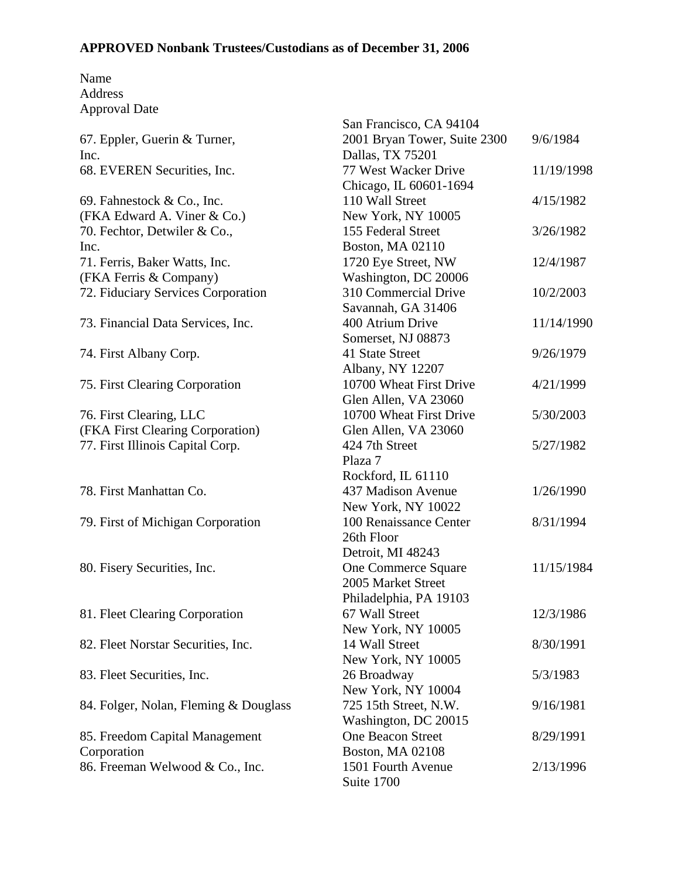**APPROVED Nonbank Trustees/Custodians as of December 31, 2006**

| Name | Address | Approval Date |
|---|---|---|
| | San Francisco, CA 94104 | |
| 67. Eppler, Guerin & Turner, Inc. | 2001 Bryan Tower, Suite 2300<br>Dallas, TX 75201 | 9/6/1984 |
| 68. EVEREN Securities, Inc. | 77 West Wacker Drive<br>Chicago, IL 60601-1694 | 11/19/1998 |
| 69. Fahnestock & Co., Inc.<br>(FKA Edward A. Viner & Co.) | 110 Wall Street<br>New York, NY 10005 | 4/15/1982 |
| 70. Fechtor, Detwiler & Co., Inc. | 155 Federal Street<br>Boston, MA 02110 | 3/26/1982 |
| 71. Ferris, Baker Watts, Inc.<br>(FKA Ferris & Company) | 1720 Eye Street, NW<br>Washington, DC 20006 | 12/4/1987 |
| 72. Fiduciary Services Corporation | 310 Commercial Drive<br>Savannah, GA 31406 | 10/2/2003 |
| 73. Financial Data Services, Inc. | 400 Atrium Drive<br>Somerset, NJ 08873 | 11/14/1990 |
| 74. First Albany Corp. | 41 State Street<br>Albany, NY 12207 | 9/26/1979 |
| 75. First Clearing Corporation | 10700 Wheat First Drive<br>Glen Allen, VA 23060 | 4/21/1999 |
| 76. First Clearing, LLC<br>(FKA First Clearing Corporation) | 10700 Wheat First Drive<br>Glen Allen, VA 23060 | 5/30/2003 |
| 77. First Illinois Capital Corp. | 424 7th Street<br>Plaza 7<br>Rockford, IL 61110 | 5/27/1982 |
| 78. First Manhattan Co. | 437 Madison Avenue<br>New York, NY 10022 | 1/26/1990 |
| 79. First of Michigan Corporation | 100 Renaissance Center<br>26th Floor<br>Detroit, MI 48243 | 8/31/1994 |
| 80. Fisery Securities, Inc. | One Commerce Square<br>2005 Market Street<br>Philadelphia, PA 19103 | 11/15/1984 |
| 81. Fleet Clearing Corporation | 67 Wall Street<br>New York, NY 10005 | 12/3/1986 |
| 82. Fleet Norstar Securities, Inc. | 14 Wall Street<br>New York, NY 10005 | 8/30/1991 |
| 83. Fleet Securities, Inc. | 26 Broadway<br>New York, NY 10004 | 5/3/1983 |
| 84. Folger, Nolan, Fleming & Douglass | 725 15th Street, N.W.<br>Washington, DC 20015 | 9/16/1981 |
| 85. Freedom Capital Management Corporation | One Beacon Street<br>Boston, MA 02108 | 8/29/1991 |
| 86. Freeman Welwood & Co., Inc. | 1501 Fourth Avenue<br>Suite 1700 | 2/13/1996 |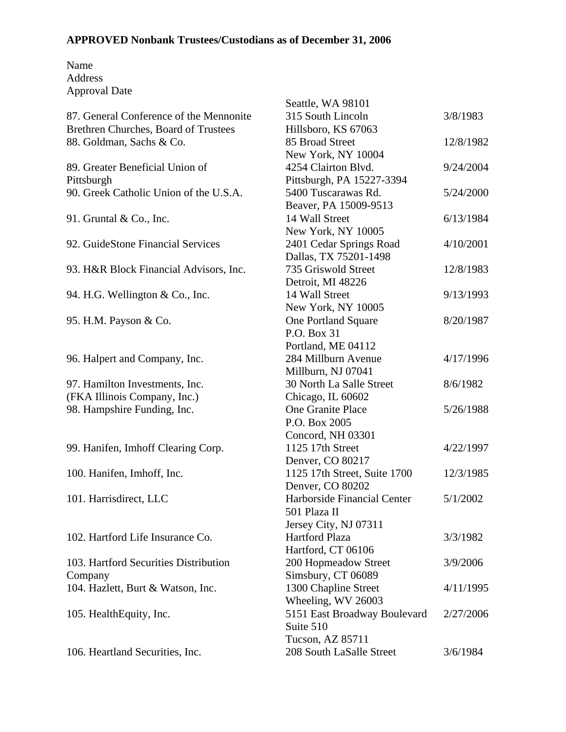**APPROVED Nonbank Trustees/Custodians as of December 31, 2006**

| Name | Address | Approval Date |
|---|---|---|
| | Seattle, WA 98101 | |
| 87. General Conference of the Mennonite Brethren Churches, Board of Trustees | 315 South Lincoln Hillsboro, KS 67063 | 3/8/1983 |
| 88. Goldman, Sachs & Co. | 85 Broad Street New York, NY 10004 | 12/8/1982 |
| 89. Greater Beneficial Union of Pittsburgh | 4254 Clairton Blvd. Pittsburgh, PA 15227-3394 | 9/24/2004 |
| 90. Greek Catholic Union of the U.S.A. | 5400 Tuscarawas Rd. Beaver, PA 15009-9513 | 5/24/2000 |
| 91. Gruntal & Co., Inc. | 14 Wall Street New York, NY 10005 | 6/13/1984 |
| 92. GuideStone Financial Services | 2401 Cedar Springs Road Dallas, TX 75201-1498 | 4/10/2001 |
| 93. H&R Block Financial Advisors, Inc. | 735 Griswold Street Detroit, MI 48226 | 12/8/1983 |
| 94. H.G. Wellington & Co., Inc. | 14 Wall Street New York, NY 10005 | 9/13/1993 |
| 95. H.M. Payson & Co. | One Portland Square P.O. Box 31 Portland, ME 04112 | 8/20/1987 |
| 96. Halpert and Company, Inc. | 284 Millburn Avenue Millburn, NJ 07041 | 4/17/1996 |
| 97. Hamilton Investments, Inc. (FKA Illinois Company, Inc.) | 30 North La Salle Street Chicago, IL 60602 | 8/6/1982 |
| 98. Hampshire Funding, Inc. | One Granite Place P.O. Box 2005 Concord, NH 03301 | 5/26/1988 |
| 99. Hanifen, Imhoff Clearing Corp. | 1125 17th Street Denver, CO 80217 | 4/22/1997 |
| 100. Hanifen, Imhoff, Inc. | 1125 17th Street, Suite 1700 Denver, CO 80202 | 12/3/1985 |
| 101. Harrisdirect, LLC | Harborside Financial Center 501 Plaza II Jersey City, NJ 07311 | 5/1/2002 |
| 102. Hartford Life Insurance Co. | Hartford Plaza Hartford, CT 06106 | 3/3/1982 |
| 103. Hartford Securities Distribution Company | 200 Hopmeadow Street Simsbury, CT 06089 | 3/9/2006 |
| 104. Hazlett, Burt & Watson, Inc. | 1300 Chapline Street Wheeling, WV 26003 | 4/11/1995 |
| 105. HealthEquity, Inc. | 5151 East Broadway Boulevard Suite 510 Tucson, AZ 85711 | 2/27/2006 |
| 106. Heartland Securities, Inc. | 208 South LaSalle Street | 3/6/1984 |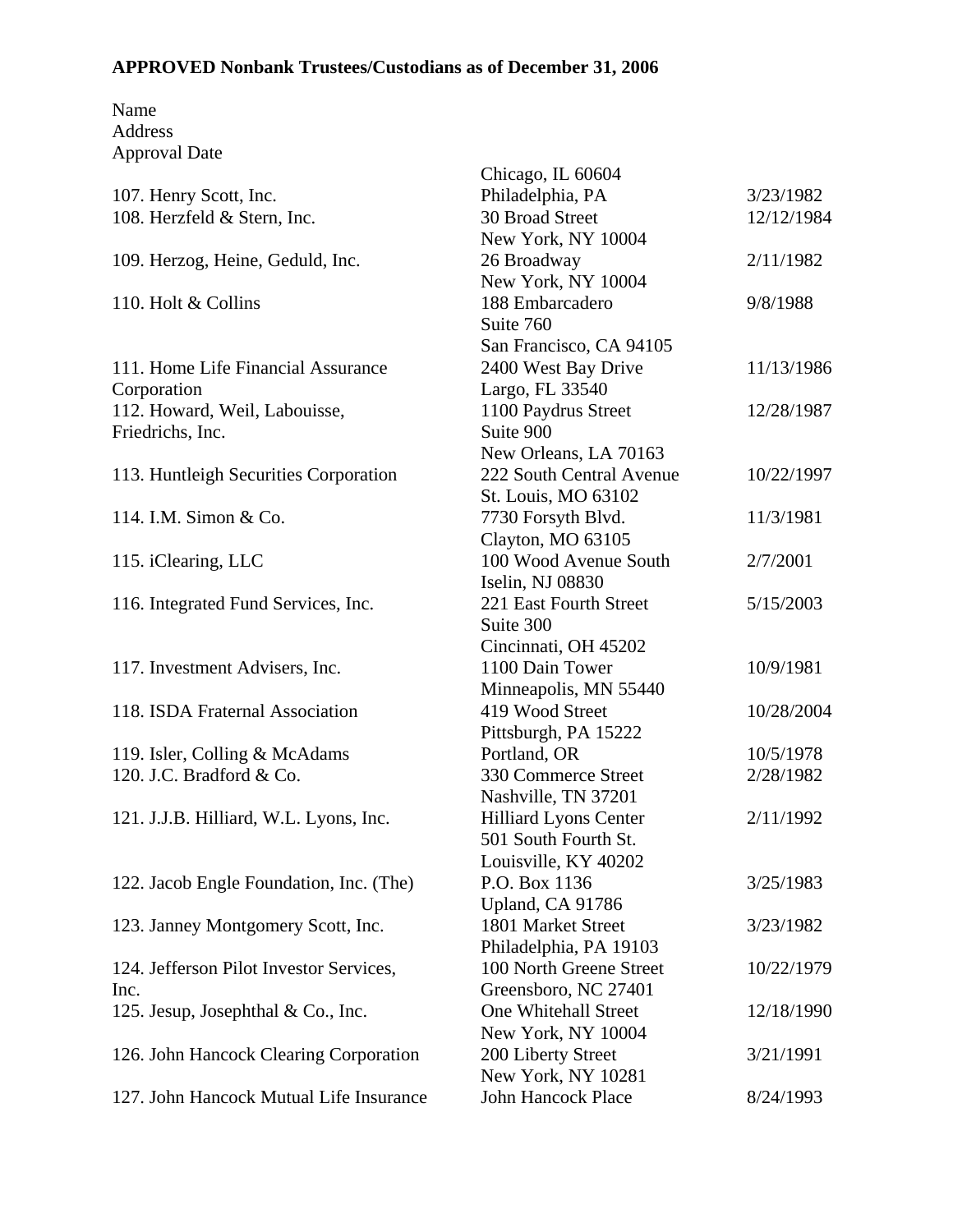**APPROVED Nonbank Trustees/Custodians as of December 31, 2006**

| Name<br>Address<br>Approval Date | | |
|---|---|---|
| | Chicago, IL 60604 | |
| 107. Henry Scott, Inc. | Philadelphia, PA | 3/23/1982 |
| 108. Herzfeld & Stern, Inc. | 30 Broad Street<br>New York, NY 10004 | 12/12/1984 |
| 109. Herzog, Heine, Geduld, Inc. | 26 Broadway<br>New York, NY 10004 | 2/11/1982 |
| 110. Holt & Collins | 188 Embarcadero<br>Suite 760<br>San Francisco, CA 94105 | 9/8/1988 |
| 111. Home Life Financial Assurance Corporation | 2400 West Bay Drive<br>Largo, FL 33540 | 11/13/1986 |
| 112. Howard, Weil, Labouisse, Friedrichs, Inc. | 1100 Paydrus Street<br>Suite 900<br>New Orleans, LA 70163 | 12/28/1987 |
| 113. Huntleigh Securities Corporation | 222 South Central Avenue<br>St. Louis, MO 63102 | 10/22/1997 |
| 114. I.M. Simon & Co. | 7730 Forsyth Blvd.<br>Clayton, MO 63105 | 11/3/1981 |
| 115. iClearing, LLC | 100 Wood Avenue South<br>Iselin, NJ 08830 | 2/7/2001 |
| 116. Integrated Fund Services, Inc. | 221 East Fourth Street<br>Suite 300<br>Cincinnati, OH 45202 | 5/15/2003 |
| 117. Investment Advisers, Inc. | 1100 Dain Tower<br>Minneapolis, MN 55440 | 10/9/1981 |
| 118. ISDA Fraternal Association | 419 Wood Street<br>Pittsburgh, PA 15222 | 10/28/2004 |
| 119. Isler, Colling & McAdams | Portland, OR | 10/5/1978 |
| 120. J.C. Bradford & Co. | 330 Commerce Street<br>Nashville, TN 37201 | 2/28/1982 |
| 121. J.J.B. Hilliard, W.L. Lyons, Inc. | Hilliard Lyons Center<br>501 South Fourth St.<br>Louisville, KY 40202 | 2/11/1992 |
| 122. Jacob Engle Foundation, Inc. (The) | P.O. Box 1136<br>Upland, CA 91786 | 3/25/1983 |
| 123. Janney Montgomery Scott, Inc. | 1801 Market Street<br>Philadelphia, PA 19103 | 3/23/1982 |
| 124. Jefferson Pilot Investor Services, Inc. | 100 North Greene Street<br>Greensboro, NC 27401 | 10/22/1979 |
| 125. Jesup, Josephthal & Co., Inc. | One Whitehall Street<br>New York, NY 10004 | 12/18/1990 |
| 126. John Hancock Clearing Corporation | 200 Liberty Street<br>New York, NY 10281 | 3/21/1991 |
| 127. John Hancock Mutual Life Insurance | John Hancock Place | 8/24/1993 |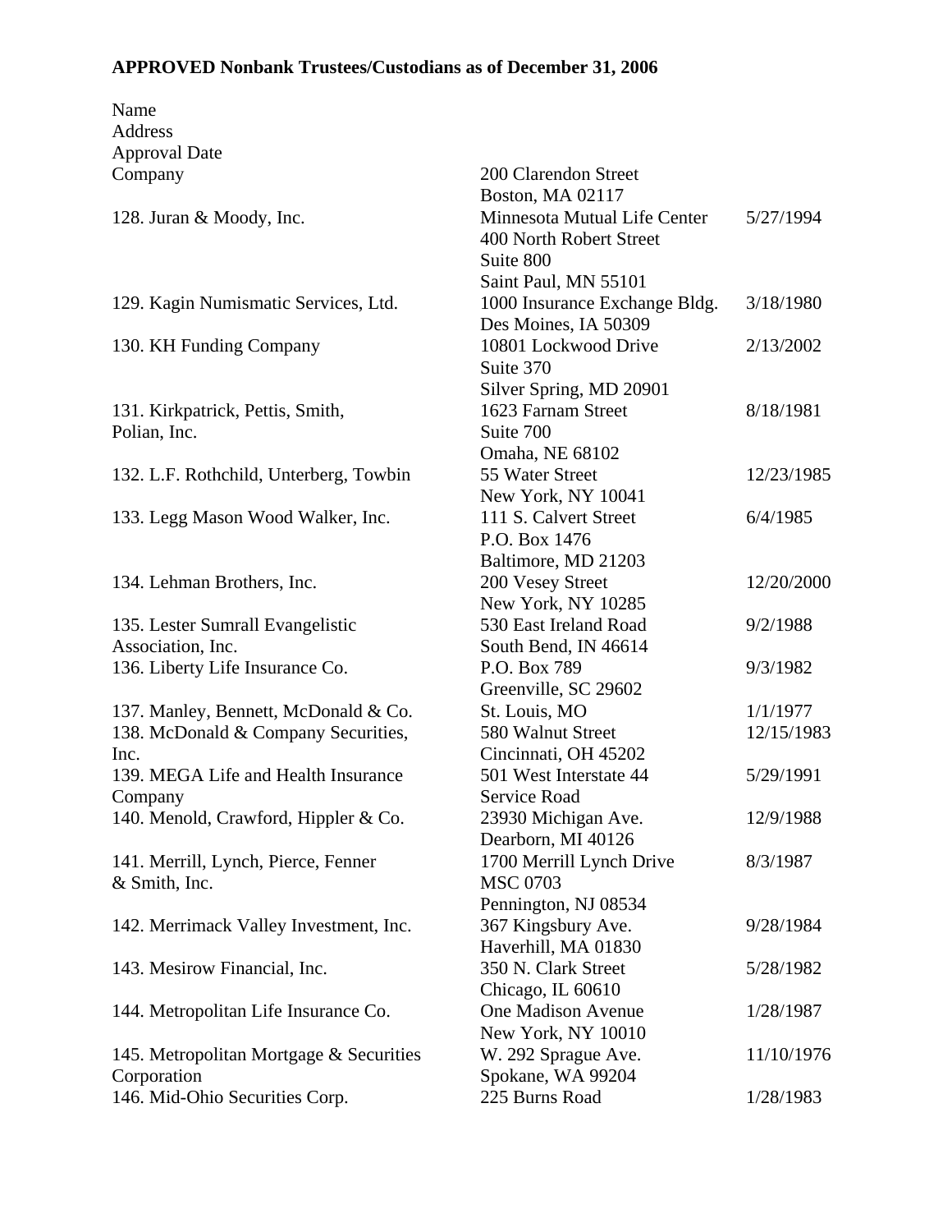**APPROVED Nonbank Trustees/Custodians as of December 31, 2006**

| Name<br>Address<br>Approval Date | | |
|---|---|---|
| Company | 200 Clarendon Street<br>Boston, MA 02117 | |
| 128. Juran & Moody, Inc. | Minnesota Mutual Life Center<br>400 North Robert Street<br>Suite 800<br>Saint Paul, MN 55101 | 5/27/1994 |
| 129. Kagin Numismatic Services, Ltd. | 1000 Insurance Exchange Bldg.<br>Des Moines, IA 50309 | 3/18/1980 |
| 130. KH Funding Company | 10801 Lockwood Drive<br>Suite 370<br>Silver Spring, MD 20901 | 2/13/2002 |
| 131. Kirkpatrick, Pettis, Smith, Polian, Inc. | 1623 Farnam Street<br>Suite 700<br>Omaha, NE 68102 | 8/18/1981 |
| 132. L.F. Rothchild, Unterberg, Towbin | 55 Water Street<br>New York, NY 10041 | 12/23/1985 |
| 133. Legg Mason Wood Walker, Inc. | 111 S. Calvert Street<br>P.O. Box 1476<br>Baltimore, MD 21203 | 6/4/1985 |
| 134. Lehman Brothers, Inc. | 200 Vesey Street<br>New York, NY 10285 | 12/20/2000 |
| 135. Lester Sumrall Evangelistic Association, Inc. | 530 East Ireland Road<br>South Bend, IN 46614 | 9/2/1988 |
| 136. Liberty Life Insurance Co. | P.O. Box 789<br>Greenville, SC 29602 | 9/3/1982 |
| 137. Manley, Bennett, McDonald & Co. | St. Louis, MO | 1/1/1977 |
| 138. McDonald & Company Securities, Inc. | 580 Walnut Street<br>Cincinnati, OH 45202 | 12/15/1983 |
| 139. MEGA Life and Health Insurance Company | 501 West Interstate 44<br>Service Road | 5/29/1991 |
| 140. Menold, Crawford, Hippler & Co. | 23930 Michigan Ave.<br>Dearborn, MI 40126 | 12/9/1988 |
| 141. Merrill, Lynch, Pierce, Fenner & Smith, Inc. | 1700 Merrill Lynch Drive<br>MSC 0703<br>Pennington, NJ 08534 | 8/3/1987 |
| 142. Merrimack Valley Investment, Inc. | 367 Kingsbury Ave.<br>Haverhill, MA 01830 | 9/28/1984 |
| 143. Mesirow Financial, Inc. | 350 N. Clark Street<br>Chicago, IL 60610 | 5/28/1982 |
| 144. Metropolitan Life Insurance Co. | One Madison Avenue<br>New York, NY 10010 | 1/28/1987 |
| 145. Metropolitan Mortgage & Securities Corporation | W. 292 Sprague Ave.<br>Spokane, WA 99204 | 11/10/1976 |
| 146. Mid-Ohio Securities Corp. | 225 Burns Road | 1/28/1983 |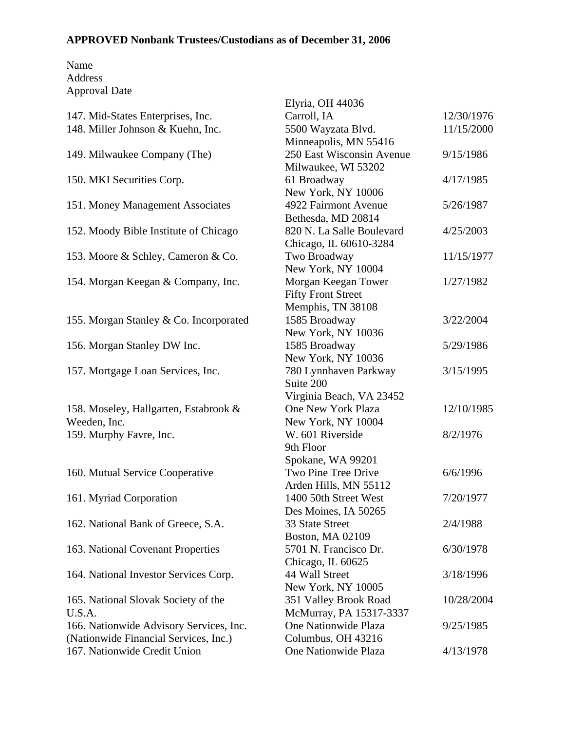**APPROVED Nonbank Trustees/Custodians as of December 31, 2006**

| Name | Address | Approval Date |
|---|---|---|
| | Elyria, OH 44036 | |
| 147. Mid-States Enterprises, Inc. | Carroll, IA | 12/30/1976 |
| 148. Miller Johnson & Kuehn, Inc. | 5500 Wayzata Blvd.<br>Minneapolis, MN 55416 | 11/15/2000 |
| 149. Milwaukee Company (The) | 250 East Wisconsin Avenue<br>Milwaukee, WI 53202 | 9/15/1986 |
| 150. MKI Securities Corp. | 61 Broadway<br>New York, NY 10006 | 4/17/1985 |
| 151. Money Management Associates | 4922 Fairmont Avenue<br>Bethesda, MD 20814 | 5/26/1987 |
| 152. Moody Bible Institute of Chicago | 820 N. La Salle Boulevard<br>Chicago, IL 60610-3284 | 4/25/2003 |
| 153. Moore & Schley, Cameron & Co. | Two Broadway<br>New York, NY 10004 | 11/15/1977 |
| 154. Morgan Keegan & Company, Inc. | Morgan Keegan Tower<br>Fifty Front Street<br>Memphis, TN 38108 | 1/27/1982 |
| 155. Morgan Stanley & Co. Incorporated | 1585 Broadway<br>New York, NY 10036 | 3/22/2004 |
| 156. Morgan Stanley DW Inc. | 1585 Broadway<br>New York, NY 10036 | 5/29/1986 |
| 157. Mortgage Loan Services, Inc. | 780 Lynnhaven Parkway<br>Suite 200<br>Virginia Beach, VA 23452 | 3/15/1995 |
| 158. Moseley, Hallgarten, Estabrook & Weeden, Inc. | One New York Plaza<br>New York, NY 10004 | 12/10/1985 |
| 159. Murphy Favre, Inc. | W. 601 Riverside<br>9th Floor<br>Spokane, WA 99201 | 8/2/1976 |
| 160. Mutual Service Cooperative | Two Pine Tree Drive<br>Arden Hills, MN 55112 | 6/6/1996 |
| 161. Myriad Corporation | 1400 50th Street West<br>Des Moines, IA 50265 | 7/20/1977 |
| 162. National Bank of Greece, S.A. | 33 State Street<br>Boston, MA 02109 | 2/4/1988 |
| 163. National Covenant Properties | 5701 N. Francisco Dr.<br>Chicago, IL 60625 | 6/30/1978 |
| 164. National Investor Services Corp. | 44 Wall Street<br>New York, NY 10005 | 3/18/1996 |
| 165. National Slovak Society of the U.S.A. | 351 Valley Brook Road<br>McMurray, PA 15317-3337 | 10/28/2004 |
| 166. Nationwide Advisory Services, Inc. (Nationwide Financial Services, Inc.) | One Nationwide Plaza<br>Columbus, OH 43216 | 9/25/1985 |
| 167. Nationwide Credit Union | One Nationwide Plaza | 4/13/1978 |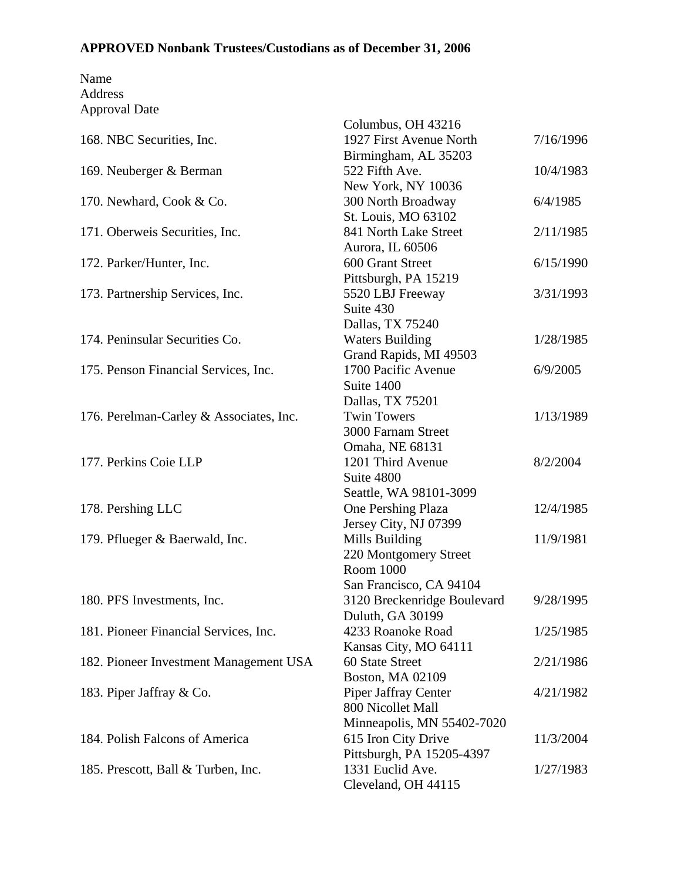**APPROVED Nonbank Trustees/Custodians as of December 31, 2006**

| Name | Address | Approval Date |
|---|---|---|
| | Columbus, OH 43216 | |
| 168. NBC Securities, Inc. | 1927 First Avenue North<br>Birmingham, AL 35203 | 7/16/1996 |
| 169. Neuberger & Berman | 522 Fifth Ave.<br>New York, NY 10036 | 10/4/1983 |
| 170. Newhard, Cook & Co. | 300 North Broadway<br>St. Louis, MO 63102 | 6/4/1985 |
| 171. Oberweis Securities, Inc. | 841 North Lake Street<br>Aurora, IL 60506 | 2/11/1985 |
| 172. Parker/Hunter, Inc. | 600 Grant Street<br>Pittsburgh, PA 15219 | 6/15/1990 |
| 173. Partnership Services, Inc. | 5520 LBJ Freeway<br>Suite 430<br>Dallas, TX 75240 | 3/31/1993 |
| 174. Peninsular Securities Co. | Waters Building<br>Grand Rapids, MI 49503 | 1/28/1985 |
| 175. Penson Financial Services, Inc. | 1700 Pacific Avenue<br>Suite 1400<br>Dallas, TX 75201 | 6/9/2005 |
| 176. Perelman-Carley & Associates, Inc. | Twin Towers<br>3000 Farnam Street<br>Omaha, NE 68131 | 1/13/1989 |
| 177. Perkins Coie LLP | 1201 Third Avenue<br>Suite 4800<br>Seattle, WA 98101-3099 | 8/2/2004 |
| 178. Pershing LLC | One Pershing Plaza<br>Jersey City, NJ 07399 | 12/4/1985 |
| 179. Pflueger & Baerwald, Inc. | Mills Building<br>220 Montgomery Street<br>Room 1000<br>San Francisco, CA 94104 | 11/9/1981 |
| 180. PFS Investments, Inc. | 3120 Breckenridge Boulevard<br>Duluth, GA 30199 | 9/28/1995 |
| 181. Pioneer Financial Services, Inc. | 4233 Roanoke Road<br>Kansas City, MO 64111 | 1/25/1985 |
| 182. Pioneer Investment Management USA | 60 State Street<br>Boston, MA 02109 | 2/21/1986 |
| 183. Piper Jaffray & Co. | Piper Jaffray Center<br>800 Nicollet Mall<br>Minneapolis, MN 55402-7020 | 4/21/1982 |
| 184. Polish Falcons of America | 615 Iron City Drive<br>Pittsburgh, PA 15205-4397 | 11/3/2004 |
| 185. Prescott, Ball & Turben, Inc. | 1331 Euclid Ave.<br>Cleveland, OH 44115 | 1/27/1983 |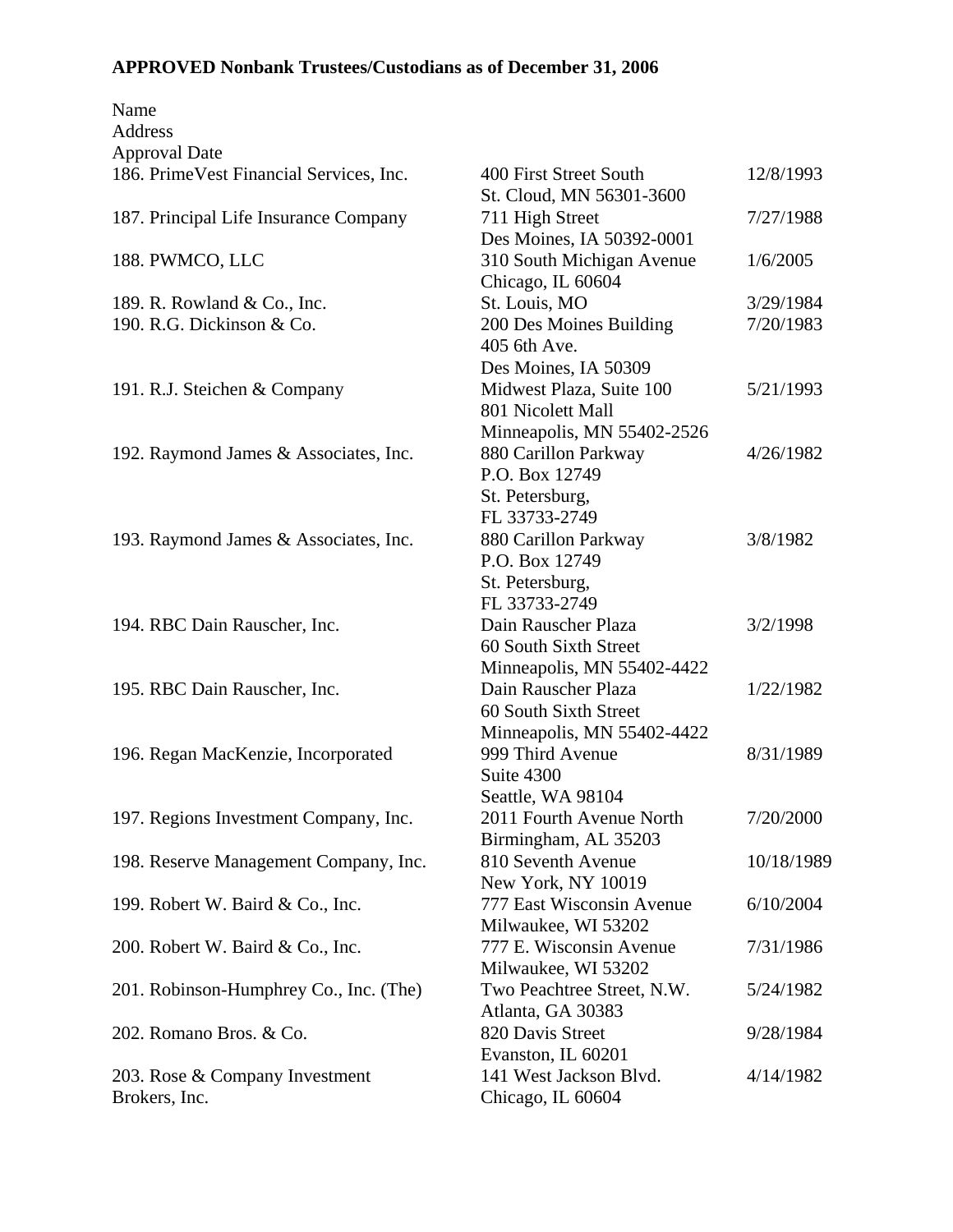**APPROVED Nonbank Trustees/Custodians as of December 31, 2006**

| Name | Address | Approval Date |
|---|---|---|
| 186. PrimeVest Financial Services, Inc. | 400 First Street South<br>St. Cloud, MN 56301-3600 | 12/8/1993 |
| 187. Principal Life Insurance Company | 711 High Street<br>Des Moines, IA 50392-0001 | 7/27/1988 |
| 188. PWMCO, LLC | 310 South Michigan Avenue<br>Chicago, IL 60604 | 1/6/2005 |
| 189. R. Rowland & Co., Inc. | St. Louis, MO | 3/29/1984 |
| 190. R.G. Dickinson & Co. | 200 Des Moines Building<br>405 6th Ave.<br>Des Moines, IA 50309 | 7/20/1983 |
| 191. R.J. Steichen & Company | Midwest Plaza, Suite 100<br>801 Nicolett Mall<br>Minneapolis, MN 55402-2526 | 5/21/1993 |
| 192. Raymond James & Associates, Inc. | 880 Carillon Parkway<br>P.O. Box 12749<br>St. Petersburg,<br>FL 33733-2749 | 4/26/1982 |
| 193. Raymond James & Associates, Inc. | 880 Carillon Parkway<br>P.O. Box 12749<br>St. Petersburg,<br>FL 33733-2749 | 3/8/1982 |
| 194. RBC Dain Rauscher, Inc. | Dain Rauscher Plaza<br>60 South Sixth Street<br>Minneapolis, MN 55402-4422 | 3/2/1998 |
| 195. RBC Dain Rauscher, Inc. | Dain Rauscher Plaza<br>60 South Sixth Street<br>Minneapolis, MN 55402-4422 | 1/22/1982 |
| 196. Regan MacKenzie, Incorporated | 999 Third Avenue<br>Suite 4300<br>Seattle, WA 98104 | 8/31/1989 |
| 197. Regions Investment Company, Inc. | 2011 Fourth Avenue North<br>Birmingham, AL 35203 | 7/20/2000 |
| 198. Reserve Management Company, Inc. | 810 Seventh Avenue<br>New York, NY 10019 | 10/18/1989 |
| 199. Robert W. Baird & Co., Inc. | 777 East Wisconsin Avenue<br>Milwaukee, WI 53202 | 6/10/2004 |
| 200. Robert W. Baird & Co., Inc. | 777 E. Wisconsin Avenue<br>Milwaukee, WI 53202 | 7/31/1986 |
| 201. Robinson-Humphrey Co., Inc. (The) | Two Peachtree Street, N.W.<br>Atlanta, GA 30383 | 5/24/1982 |
| 202. Romano Bros. & Co. | 820 Davis Street<br>Evanston, IL 60201 | 9/28/1984 |
| 203. Rose & Company Investment Brokers, Inc. | 141 West Jackson Blvd.<br>Chicago, IL 60604 | 4/14/1982 |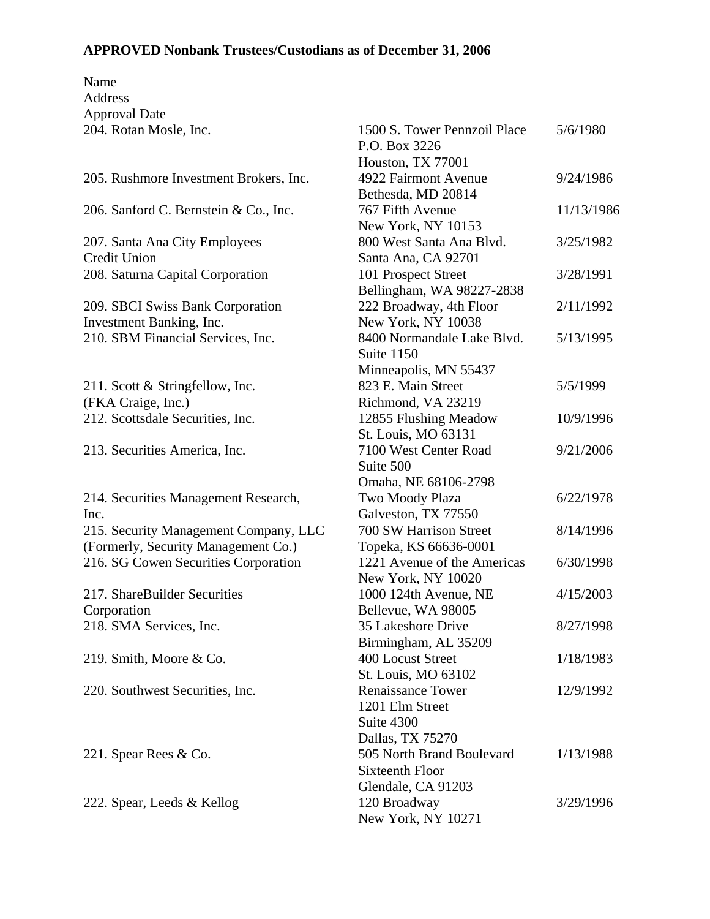**APPROVED Nonbank Trustees/Custodians as of December 31, 2006**

| Name | Address | Approval Date |
|---|---|---|
| 204. Rotan Mosle, Inc. | 1500 S. Tower Pennzoil Place<br>P.O. Box 3226<br>Houston, TX 77001 | 5/6/1980 |
| 205. Rushmore Investment Brokers, Inc. | 4922 Fairmont Avenue<br>Bethesda, MD 20814 | 9/24/1986 |
| 206. Sanford C. Bernstein & Co., Inc. | 767 Fifth Avenue<br>New York, NY 10153 | 11/13/1986 |
| 207. Santa Ana City Employees Credit Union | 800 West Santa Ana Blvd.<br>Santa Ana, CA 92701 | 3/25/1982 |
| 208. Saturna Capital Corporation | 101 Prospect Street<br>Bellingham, WA 98227-2838 | 3/28/1991 |
| 209. SBCI Swiss Bank Corporation Investment Banking, Inc. | 222 Broadway, 4th Floor<br>New York, NY 10038 | 2/11/1992 |
| 210. SBM Financial Services, Inc. | 8400 Normandale Lake Blvd.<br>Suite 1150<br>Minneapolis, MN 55437 | 5/13/1995 |
| 211. Scott & Stringfellow, Inc. (FKA Craige, Inc.) | 823 E. Main Street<br>Richmond, VA 23219 | 5/5/1999 |
| 212. Scottsdale Securities, Inc. | 12855 Flushing Meadow<br>St. Louis, MO 63131 | 10/9/1996 |
| 213. Securities America, Inc. | 7100 West Center Road<br>Suite 500<br>Omaha, NE 68106-2798 | 9/21/2006 |
| 214. Securities Management Research, Inc. | Two Moody Plaza<br>Galveston, TX 77550 | 6/22/1978 |
| 215. Security Management Company, LLC (Formerly, Security Management Co.) | 700 SW Harrison Street<br>Topeka, KS 66636-0001 | 8/14/1996 |
| 216. SG Cowen Securities Corporation | 1221 Avenue of the Americas<br>New York, NY 10020 | 6/30/1998 |
| 217. ShareBuilder Securities Corporation | 1000 124th Avenue, NE<br>Bellevue, WA 98005 | 4/15/2003 |
| 218. SMA Services, Inc. | 35 Lakeshore Drive<br>Birmingham, AL 35209 | 8/27/1998 |
| 219. Smith, Moore & Co. | 400 Locust Street<br>St. Louis, MO 63102 | 1/18/1983 |
| 220. Southwest Securities, Inc. | Renaissance Tower<br>1201 Elm Street<br>Suite 4300<br>Dallas, TX 75270 | 12/9/1992 |
| 221. Spear Rees & Co. | 505 North Brand Boulevard<br>Sixteenth Floor<br>Glendale, CA 91203 | 1/13/1988 |
| 222. Spear, Leeds & Kellog | 120 Broadway<br>New York, NY 10271 | 3/29/1996 |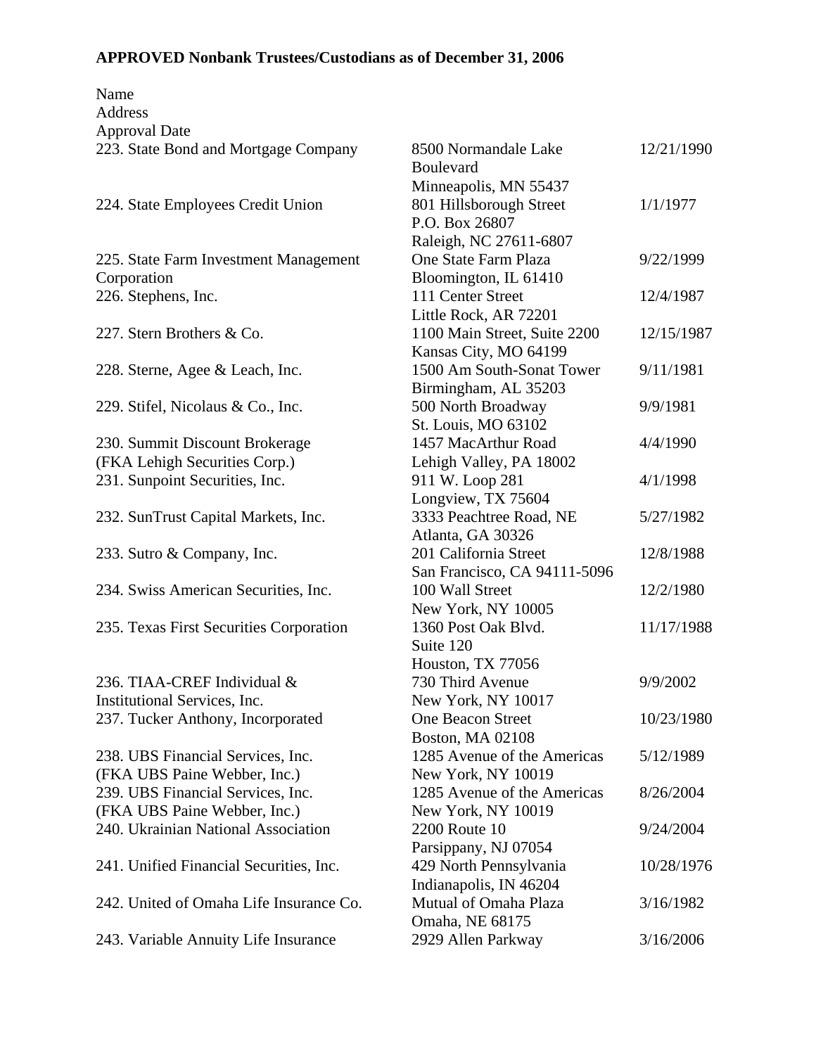**APPROVED Nonbank Trustees/Custodians as of December 31, 2006**

| Name | Address | Approval Date |
|---|---|---|
| 223. State Bond and Mortgage Company | 8500 Normandale Lake Boulevard<br>Minneapolis, MN 55437 | 12/21/1990 |
| 224. State Employees Credit Union | 801 Hillsborough Street<br>P.O. Box 26807<br>Raleigh, NC 27611-6807 | 1/1/1977 |
| 225. State Farm Investment Management Corporation | One State Farm Plaza<br>Bloomington, IL 61410 | 9/22/1999 |
| 226. Stephens, Inc. | 111 Center Street<br>Little Rock, AR 72201 | 12/4/1987 |
| 227. Stern Brothers & Co. | 1100 Main Street, Suite 2200<br>Kansas City, MO 64199 | 12/15/1987 |
| 228. Sterne, Agee & Leach, Inc. | 1500 Am South-Sonat Tower<br>Birmingham, AL 35203 | 9/11/1981 |
| 229. Stifel, Nicolaus & Co., Inc. | 500 North Broadway<br>St. Louis, MO 63102 | 9/9/1981 |
| 230. Summit Discount Brokerage (FKA Lehigh Securities Corp.) | 1457 MacArthur Road<br>Lehigh Valley, PA 18002 | 4/4/1990 |
| 231. Sunpoint Securities, Inc. | 911 W. Loop 281<br>Longview, TX 75604 | 4/1/1998 |
| 232. SunTrust Capital Markets, Inc. | 3333 Peachtree Road, NE<br>Atlanta, GA 30326 | 5/27/1982 |
| 233. Sutro & Company, Inc. | 201 California Street<br>San Francisco, CA 94111-5096 | 12/8/1988 |
| 234. Swiss American Securities, Inc. | 100 Wall Street<br>New York, NY 10005 | 12/2/1980 |
| 235. Texas First Securities Corporation | 1360 Post Oak Blvd.<br>Suite 120<br>Houston, TX 77056 | 11/17/1988 |
| 236. TIAA-CREF Individual & Institutional Services, Inc. | 730 Third Avenue<br>New York, NY 10017 | 9/9/2002 |
| 237. Tucker Anthony, Incorporated | One Beacon Street<br>Boston, MA 02108 | 10/23/1980 |
| 238. UBS Financial Services, Inc. (FKA UBS Paine Webber, Inc.) | 1285 Avenue of the Americas<br>New York, NY 10019 | 5/12/1989 |
| 239. UBS Financial Services, Inc. (FKA UBS Paine Webber, Inc.) | 1285 Avenue of the Americas<br>New York, NY 10019 | 8/26/2004 |
| 240. Ukrainian National Association | 2200 Route 10<br>Parsippany, NJ 07054 | 9/24/2004 |
| 241. Unified Financial Securities, Inc. | 429 North Pennsylvania<br>Indianapolis, IN 46204 | 10/28/1976 |
| 242. United of Omaha Life Insurance Co. | Mutual of Omaha Plaza<br>Omaha, NE 68175 | 3/16/1982 |
| 243. Variable Annuity Life Insurance | 2929 Allen Parkway | 3/16/2006 |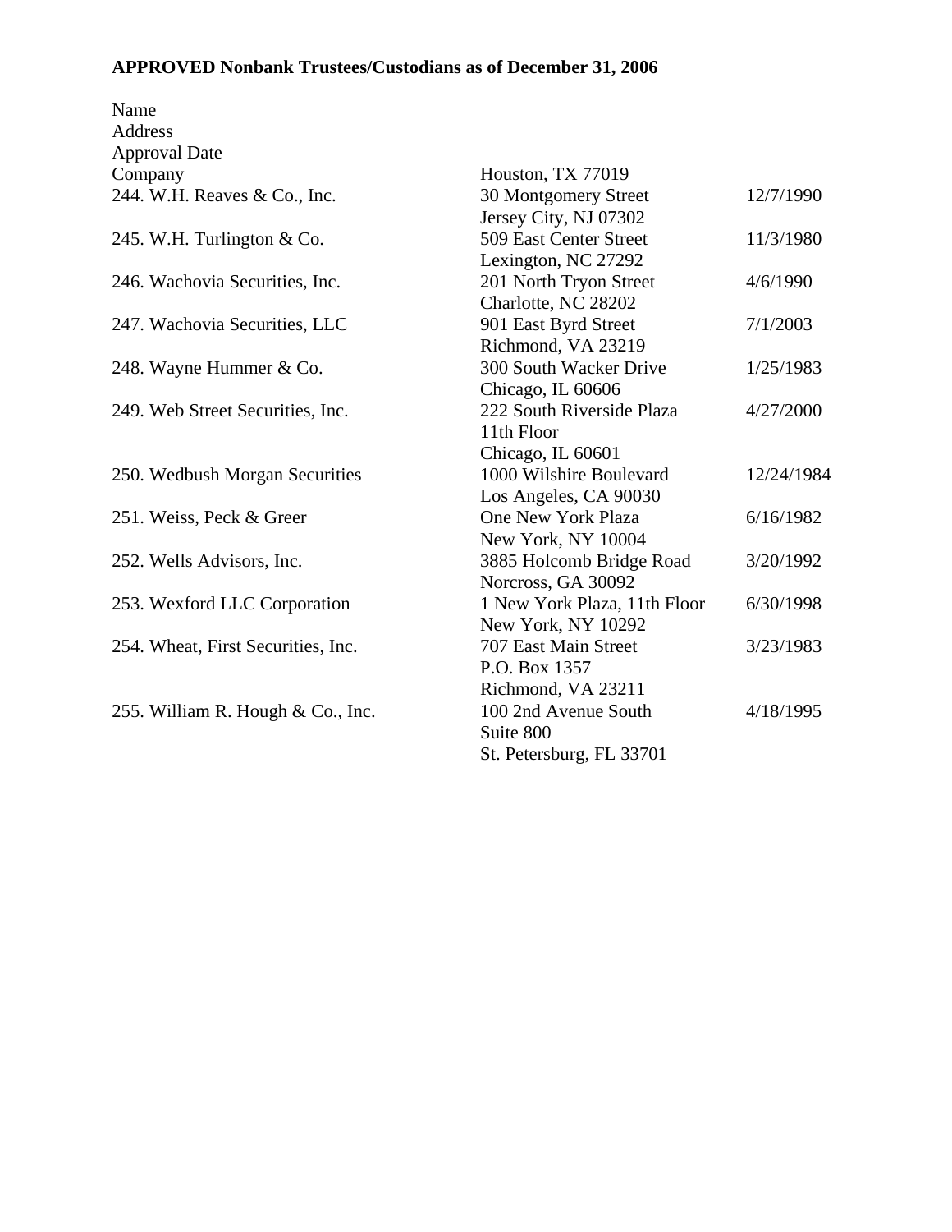**APPROVED Nonbank Trustees/Custodians as of December 31, 2006**

| Name<br>Address<br>Approval Date<br>Company | | |
|---|---|---|
| | Houston, TX 77019 | |
| 244. W.H. Reaves & Co., Inc. | 30 Montgomery Street<br>Jersey City, NJ 07302 | 12/7/1990 |
| 245. W.H. Turlington & Co. | 509 East Center Street<br>Lexington, NC 27292 | 11/3/1980 |
| 246. Wachovia Securities, Inc. | 201 North Tryon Street<br>Charlotte, NC 28202 | 4/6/1990 |
| 247. Wachovia Securities, LLC | 901 East Byrd Street<br>Richmond, VA 23219 | 7/1/2003 |
| 248. Wayne Hummer & Co. | 300 South Wacker Drive<br>Chicago, IL 60606 | 1/25/1983 |
| 249. Web Street Securities, Inc. | 222 South Riverside Plaza<br>11th Floor<br>Chicago, IL 60601 | 4/27/2000 |
| 250. Wedbush Morgan Securities | 1000 Wilshire Boulevard<br>Los Angeles, CA 90030 | 12/24/1984 |
| 251. Weiss, Peck & Greer | One New York Plaza<br>New York, NY 10004 | 6/16/1982 |
| 252. Wells Advisors, Inc. | 3885 Holcomb Bridge Road<br>Norcross, GA 30092 | 3/20/1992 |
| 253. Wexford LLC Corporation | 1 New York Plaza, 11th Floor<br>New York, NY 10292 | 6/30/1998 |
| 254. Wheat, First Securities, Inc. | 707 East Main Street<br>P.O. Box 1357<br>Richmond, VA 23211 | 3/23/1983 |
| 255. William R. Hough & Co., Inc. | 100 2nd Avenue South<br>Suite 800<br>St. Petersburg, FL 33701 | 4/18/1995 |